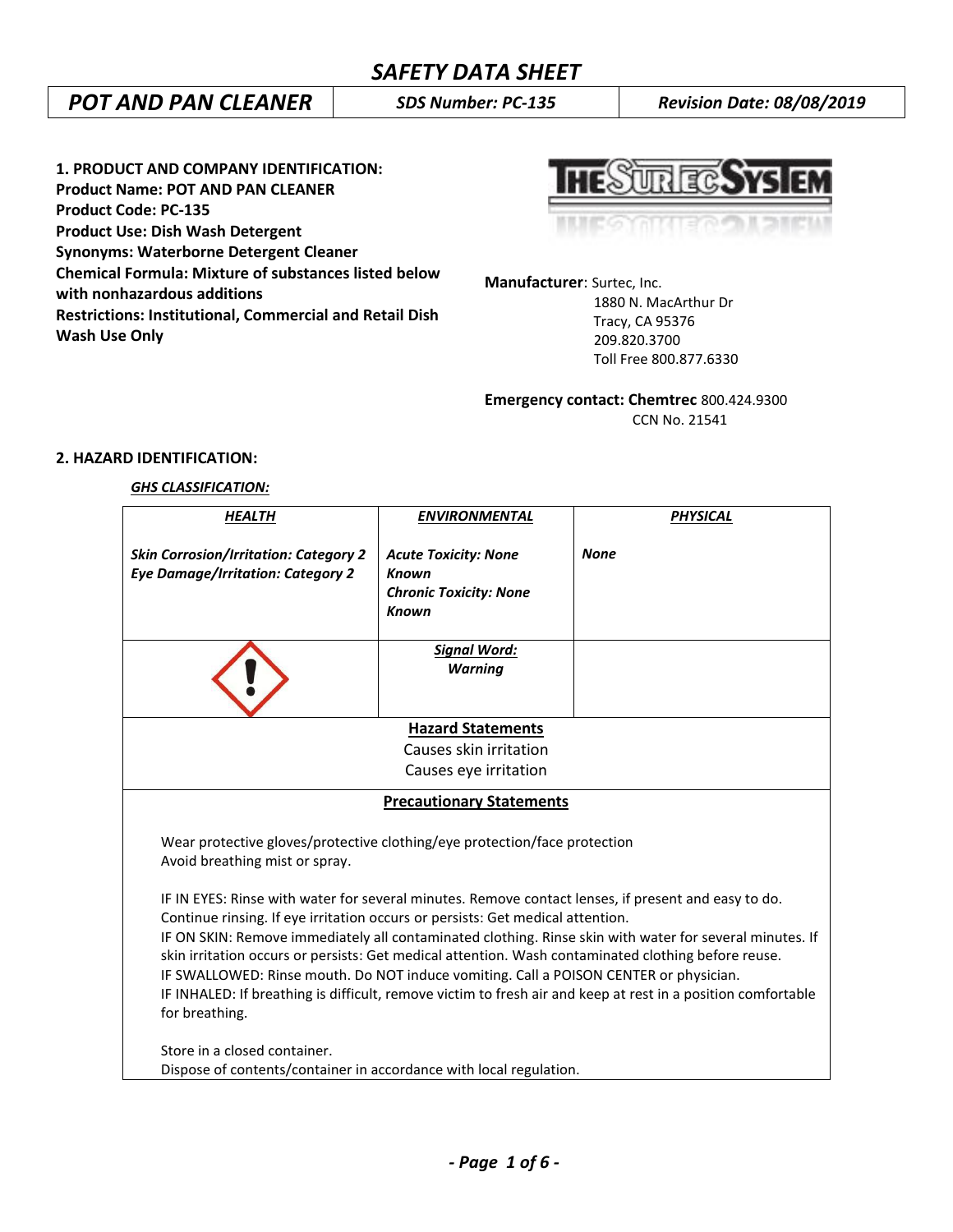# SAFETY DATA SHEET

| POT AND PAN CLEANER | SDS Number: PC-135 | Revision Date: 08/08/2019 |
|---|---|---|

**1. PRODUCT AND COMPANY IDENTIFICATION:**
**Product Name: POT AND PAN CLEANER**
**Product Code: PC-135**
**Product Use: Dish Wash Detergent**
**Synonyms: Waterborne Detergent Cleaner**
**Chemical Formula: Mixture of substances listed below with nonhazardous additions**
**Restrictions: Institutional, Commercial and Retail Dish Wash Use Only**

**Manufacturer**: Surtec, Inc.
1880 N. MacArthur Dr
Tracy, CA 95376
209.820.3700
Toll Free 800.877.6330

**Emergency contact: Chemtrec** 800.424.9300
CCN No. 21541

**2. HAZARD IDENTIFICATION:**

***GHS CLASSIFICATION:***

| HEALTH | ENVIRONMENTAL | PHYSICAL |
|---|---|---|
| *Skin Corrosion/Irritation: Category 2*<br>*Eye Damage/Irritation: Category 2* | *Acute Toxicity: None Known*<br>*Chronic Toxicity: None Known* | *None* |
| | ***Signal Word:*** *Warning* | |

**Hazard Statements**

Causes skin irritation
Causes eye irritation

**Precautionary Statements**

Wear protective gloves/protective clothing/eye protection/face protection
Avoid breathing mist or spray.

IF IN EYES: Rinse with water for several minutes. Remove contact lenses, if present and easy to do. Continue rinsing. If eye irritation occurs or persists: Get medical attention.
IF ON SKIN: Remove immediately all contaminated clothing. Rinse skin with water for several minutes. If skin irritation occurs or persists: Get medical attention. Wash contaminated clothing before reuse.
IF SWALLOWED: Rinse mouth. Do NOT induce vomiting. Call a POISON CENTER or physician.
IF INHALED: If breathing is difficult, remove victim to fresh air and keep at rest in a position comfortable for breathing.

Store in a closed container.
Dispose of contents/container in accordance with local regulation.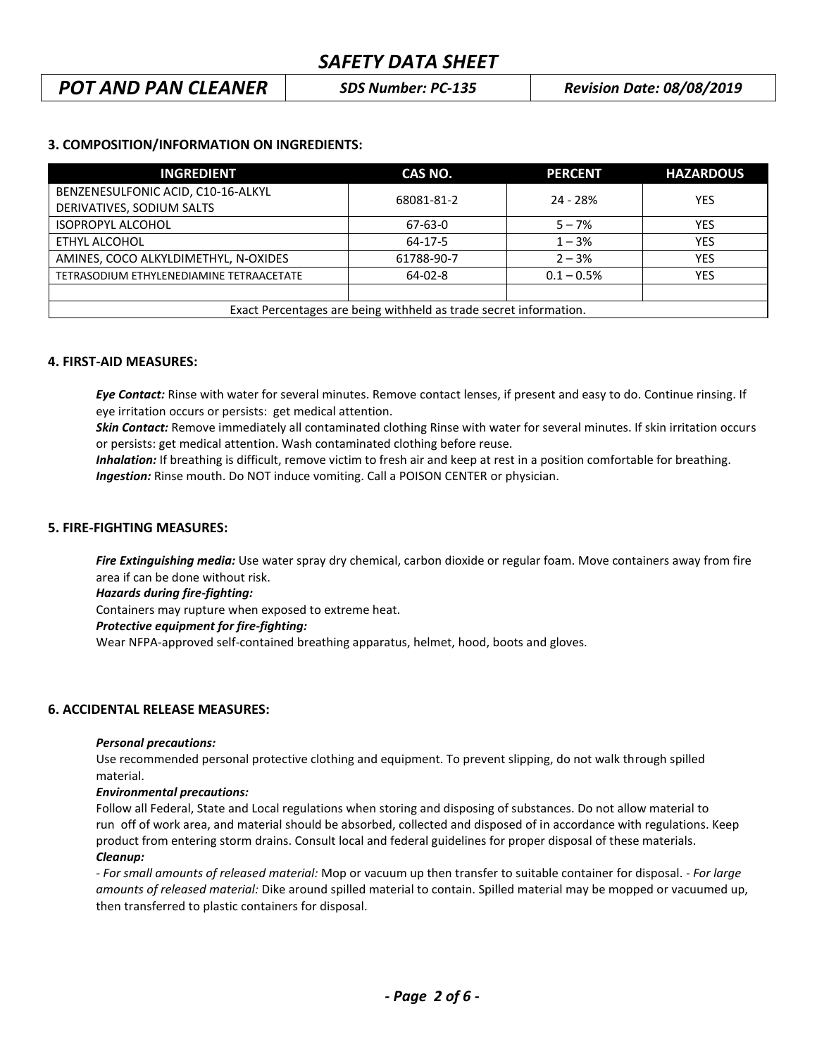## 3. COMPOSITION/INFORMATION ON INGREDIENTS:

| INGREDIENT | CAS NO. | PERCENT | HAZARDOUS |
|---|---|---|---|
| BENZENESULFONIC ACID, C10-16-ALKYL DERIVATIVES, SODIUM SALTS | 68081-81-2 | 24 - 28% | YES |
| ISOPROPYL ALCOHOL | 67-63-0 | 5 – 7% | YES |
| ETHYL ALCOHOL | 64-17-5 | 1 – 3% | YES |
| AMINES, COCO ALKYLDIMETHYL, N-OXIDES | 61788-90-7 | 2 – 3% | YES |
| TETRASODIUM ETHYLENEDIAMINE TETRAACETATE | 64-02-8 | 0.1 – 0.5% | YES |
| | | | |
| Exact Percentages are being withheld as trade secret information. | | | |

## 4. FIRST-AID MEASURES:

***Eye Contact:*** Rinse with water for several minutes. Remove contact lenses, if present and easy to do. Continue rinsing. If eye irritation occurs or persists: get medical attention.
***Skin Contact:*** Remove immediately all contaminated clothing Rinse with water for several minutes. If skin irritation occurs or persists: get medical attention. Wash contaminated clothing before reuse.
***Inhalation:*** If breathing is difficult, remove victim to fresh air and keep at rest in a position comfortable for breathing.
***Ingestion:*** Rinse mouth. Do NOT induce vomiting. Call a POISON CENTER or physician.

## 5. FIRE-FIGHTING MEASURES:

***Fire Extinguishing media:*** Use water spray dry chemical, carbon dioxide or regular foam. Move containers away from fire area if can be done without risk.
***Hazards during fire-fighting:***
Containers may rupture when exposed to extreme heat.
***Protective equipment for fire-fighting:***
Wear NFPA-approved self-contained breathing apparatus, helmet, hood, boots and gloves.

## 6. ACCIDENTAL RELEASE MEASURES:

***Personal precautions:***
Use recommended personal protective clothing and equipment. To prevent slipping, do not walk through spilled material.
***Environmental precautions:***
Follow all Federal, State and Local regulations when storing and disposing of substances. Do not allow material to run off of work area, and material should be absorbed, collected and disposed of in accordance with regulations. Keep product from entering storm drains. Consult local and federal guidelines for proper disposal of these materials.
***Cleanup:***
- *For small amounts of released material:* Mop or vacuum up then transfer to suitable container for disposal. - *For large amounts of released material:* Dike around spilled material to contain. Spilled material may be mopped or vacuumed up, then transferred to plastic containers for disposal.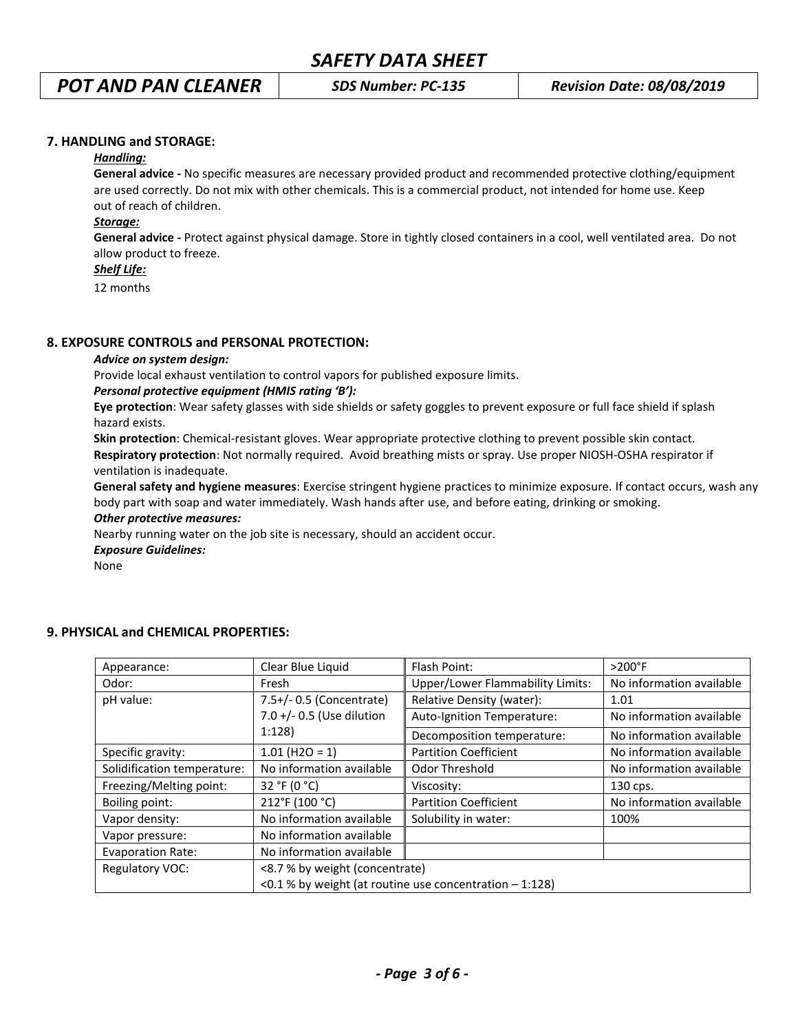### 7. HANDLING and STORAGE:

***Handling:***

**General advice -** No specific measures are necessary provided product and recommended protective clothing/equipment are used correctly. Do not mix with other chemicals. This is a commercial product, not intended for home use. Keep out of reach of children.

***Storage:***

**General advice -** Protect against physical damage. Store in tightly closed containers in a cool, well ventilated area. Do not allow product to freeze.

***Shelf Life:***

12 months

### 8. EXPOSURE CONTROLS and PERSONAL PROTECTION:

***Advice on system design:***

Provide local exhaust ventilation to control vapors for published exposure limits.

***Personal protective equipment (HMIS rating 'B'):***

**Eye protection**: Wear safety glasses with side shields or safety goggles to prevent exposure or full face shield if splash hazard exists.

**Skin protection**: Chemical-resistant gloves. Wear appropriate protective clothing to prevent possible skin contact.

**Respiratory protection**: Not normally required. Avoid breathing mists or spray. Use proper NIOSH-OSHA respirator if ventilation is inadequate.

**General safety and hygiene measures**: Exercise stringent hygiene practices to minimize exposure. If contact occurs, wash any body part with soap and water immediately. Wash hands after use, and before eating, drinking or smoking.

***Other protective measures:***

Nearby running water on the job site is necessary, should an accident occur.

***Exposure Guidelines:***

None

### 9. PHYSICAL and CHEMICAL PROPERTIES:

| | | | |
|---|---|---|---|
| Appearance: | Clear Blue Liquid | Flash Point: | >200°F |
| Odor: | Fresh | Upper/Lower Flammability Limits: | No information available |
| pH value: | 7.5+/- 0.5 (Concentrate) 7.0 +/- 0.5 (Use dilution 1:128) | Relative Density (water): | 1.01 |
| | | Auto-Ignition Temperature: | No information available |
| | | Decomposition temperature: | No information available |
| Specific gravity: | 1.01 ($H_2O$ = 1) | Partition Coefficient | No information available |
| Solidification temperature: | No information available | Odor Threshold | No information available |
| Freezing/Melting point: | 32 °F (0 °C) | Viscosity: | 130 cps. |
| Boiling point: | 212°F (100 °C) | Partition Coefficient | No information available |
| Vapor density: | No information available | Solubility in water: | 100% |
| Vapor pressure: | No information available | | |
| Evaporation Rate: | No information available | | |
| Regulatory VOC: | <8.7 % by weight (concentrate) <0.1 % by weight (at routine use concentration – 1:128) | | |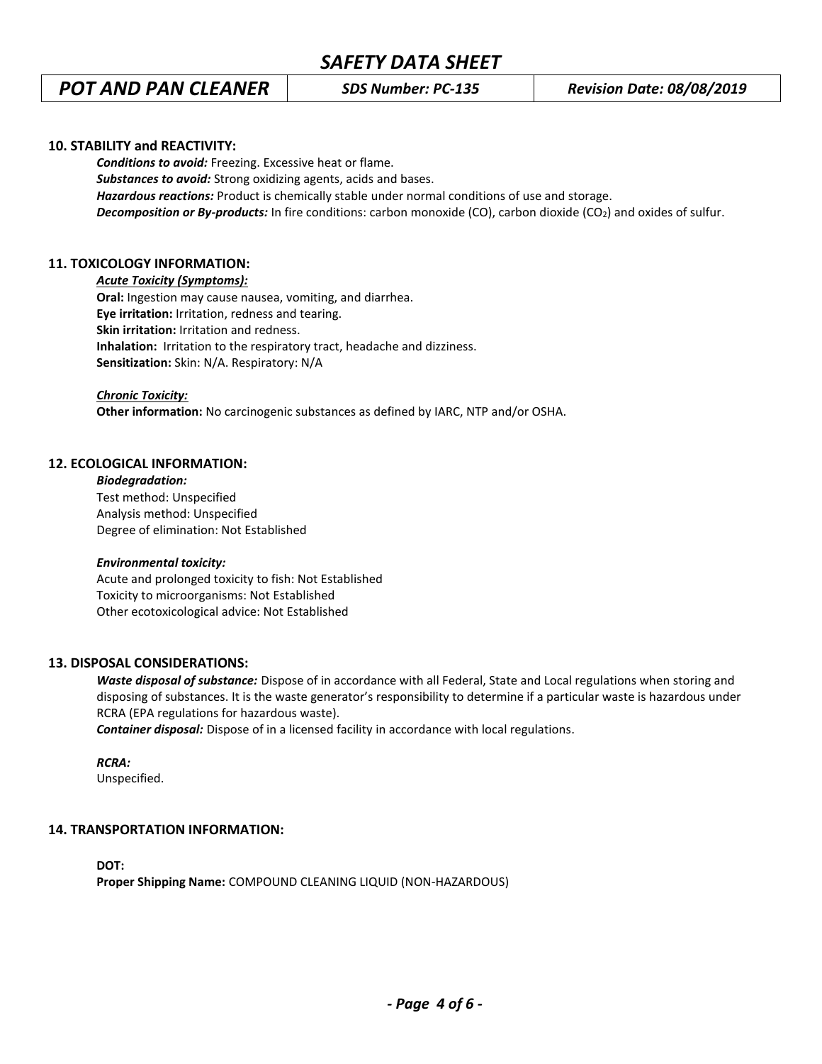## 10. STABILITY and REACTIVITY:

***Conditions to avoid:*** Freezing. Excessive heat or flame.
***Substances to avoid:*** Strong oxidizing agents, acids and bases.
***Hazardous reactions:*** Product is chemically stable under normal conditions of use and storage.
***Decomposition or By-products:*** In fire conditions: carbon monoxide (CO), carbon dioxide ($CO_2$) and oxides of sulfur.

## 11. TOXICOLOGY INFORMATION:

***Acute Toxicity (Symptoms):***

**Oral:** Ingestion may cause nausea, vomiting, and diarrhea.
**Eye irritation:** Irritation, redness and tearing.
**Skin irritation:** Irritation and redness.
**Inhalation:** Irritation to the respiratory tract, headache and dizziness.
**Sensitization:** Skin: N/A. Respiratory: N/A

***Chronic Toxicity:***

**Other information:** No carcinogenic substances as defined by IARC, NTP and/or OSHA.

## 12. ECOLOGICAL INFORMATION:

***Biodegradation:***

Test method: Unspecified
Analysis method: Unspecified
Degree of elimination: Not Established

***Environmental toxicity:***

Acute and prolonged toxicity to fish: Not Established
Toxicity to microorganisms: Not Established
Other ecotoxicological advice: Not Established

## 13. DISPOSAL CONSIDERATIONS:

***Waste disposal of substance:*** Dispose of in accordance with all Federal, State and Local regulations when storing and disposing of substances. It is the waste generator's responsibility to determine if a particular waste is hazardous under RCRA (EPA regulations for hazardous waste).
***Container disposal:*** Dispose of in a licensed facility in accordance with local regulations.

***RCRA:***
Unspecified.

## 14. TRANSPORTATION INFORMATION:

**DOT:**
**Proper Shipping Name:** COMPOUND CLEANING LIQUID (NON-HAZARDOUS)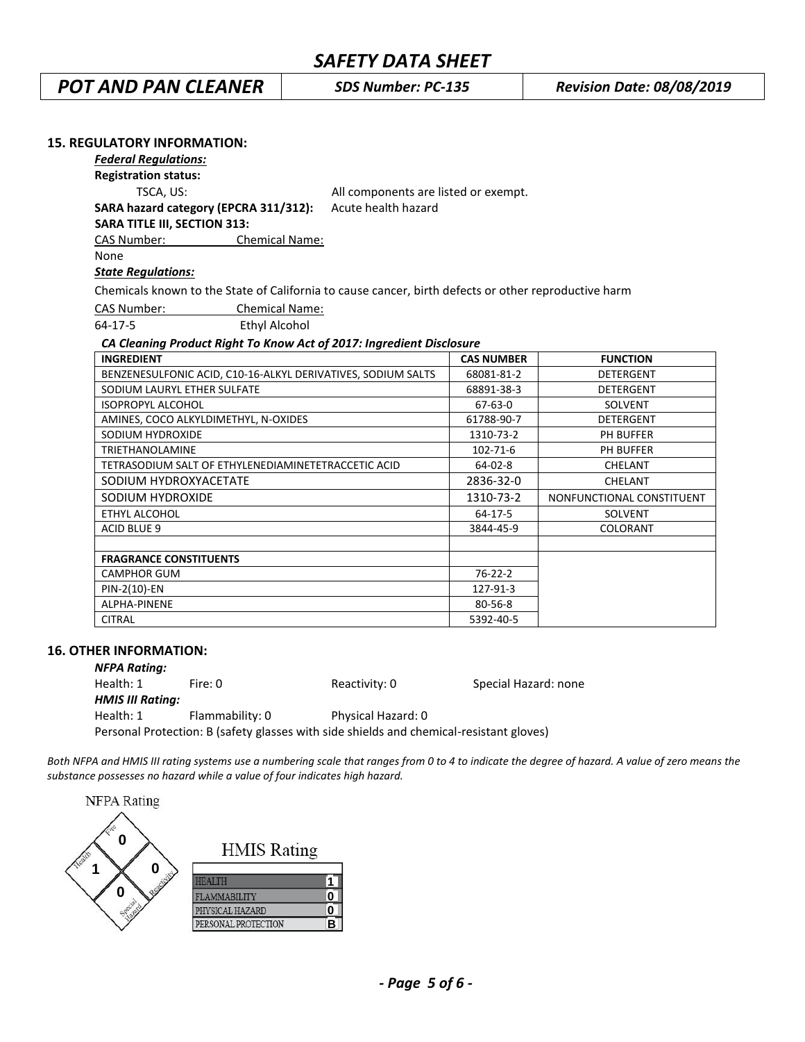## 15. REGULATORY INFORMATION:

***Federal Regulations:***

**Registration status:**

TSCA, US: All components are listed or exempt.

**SARA hazard category (EPCRA 311/312):** Acute health hazard

**SARA TITLE III, SECTION 313:**

| CAS Number: | Chemical Name: |
|---|---|
| None | |

***State Regulations:***

Chemicals known to the State of California to cause cancer, birth defects or other reproductive harm

| CAS Number: | Chemical Name: |
|---|---|
| 64-17-5 | Ethyl Alcohol |

***CA Cleaning Product Right To Know Act of 2017: Ingredient Disclosure***

| INGREDIENT | CAS NUMBER | FUNCTION |
|---|---|---|
| BENZENESULFONIC ACID, C10-16-ALKYL DERIVATIVES, SODIUM SALTS | 68081-81-2 | DETERGENT |
| SODIUM LAURYL ETHER SULFATE | 68891-38-3 | DETERGENT |
| ISOPROPYL ALCOHOL | 67-63-0 | SOLVENT |
| AMINES, COCO ALKYLDIMETHYL, N-OXIDES | 61788-90-7 | DETERGENT |
| SODIUM HYDROXIDE | 1310-73-2 | PH BUFFER |
| TRIETHANOLAMINE | 102-71-6 | PH BUFFER |
| TETRASODIUM SALT OF ETHYLENEDIAMINETETRACCETIC ACID | 64-02-8 | CHELANT |
| SODIUM HYDROXYACETATE | 2836-32-0 | CHELANT |
| SODIUM HYDROXIDE | 1310-73-2 | NONFUNCTIONAL CONSTITUENT |
| ETHYL ALCOHOL | 64-17-5 | SOLVENT |
| ACID BLUE 9 | 3844-45-9 | COLORANT |
| | | |
| **FRAGRANCE CONSTITUENTS** | | |
| CAMPHOR GUM | 76-22-2 | |
| PIN-2(10)-EN | 127-91-3 | |
| ALPHA-PINENE | 80-56-8 | |
| CITRAL | 5392-40-5 | |

## 16. OTHER INFORMATION:

***NFPA Rating:***

Health: 1 Fire: 0 Reactivity: 0 Special Hazard: none

***HMIS III Rating:***

Health: 1 Flammability: 0 Physical Hazard: 0

Personal Protection: B (safety glasses with side shields and chemical-resistant gloves)

*Both NFPA and HMIS III rating systems use a numbering scale that ranges from 0 to 4 to indicate the degree of hazard. A value of zero means the substance possesses no hazard while a value of four indicates high hazard.*

NFPA Rating

| Fire | Health | Reactivity | Special Hazard |
|---|---|---|---|
| 0 | 1 | 0 | 0 |

HMIS Rating

| | |
|---|---|
| HEALTH | 1 |
| FLAMMABILITY | 0 |
| PHYSICAL HAZARD | 0 |
| PERSONAL PROTECTION | B |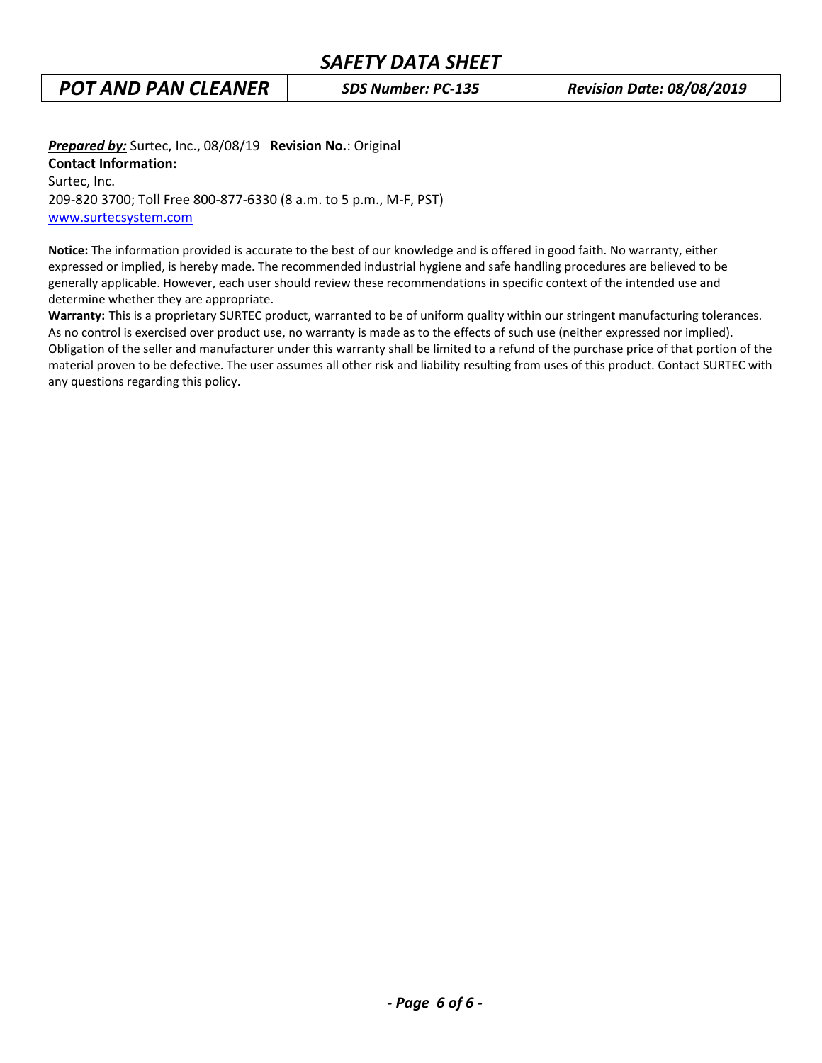***Prepared by:*** Surtec, Inc., 08/08/19 **Revision No.**: Original

**Contact Information:**

Surtec, Inc.

209-820 3700; Toll Free 800-877-6330 (8 a.m. to 5 p.m., M-F, PST)

www.surtecsystem.com

**Notice:** The information provided is accurate to the best of our knowledge and is offered in good faith. No warranty, either expressed or implied, is hereby made. The recommended industrial hygiene and safe handling procedures are believed to be generally applicable. However, each user should review these recommendations in specific context of the intended use and determine whether they are appropriate.

**Warranty:** This is a proprietary SURTEC product, warranted to be of uniform quality within our stringent manufacturing tolerances. As no control is exercised over product use, no warranty is made as to the effects of such use (neither expressed nor implied). Obligation of the seller and manufacturer under this warranty shall be limited to a refund of the purchase price of that portion of the material proven to be defective. The user assumes all other risk and liability resulting from uses of this product. Contact SURTEC with any questions regarding this policy.